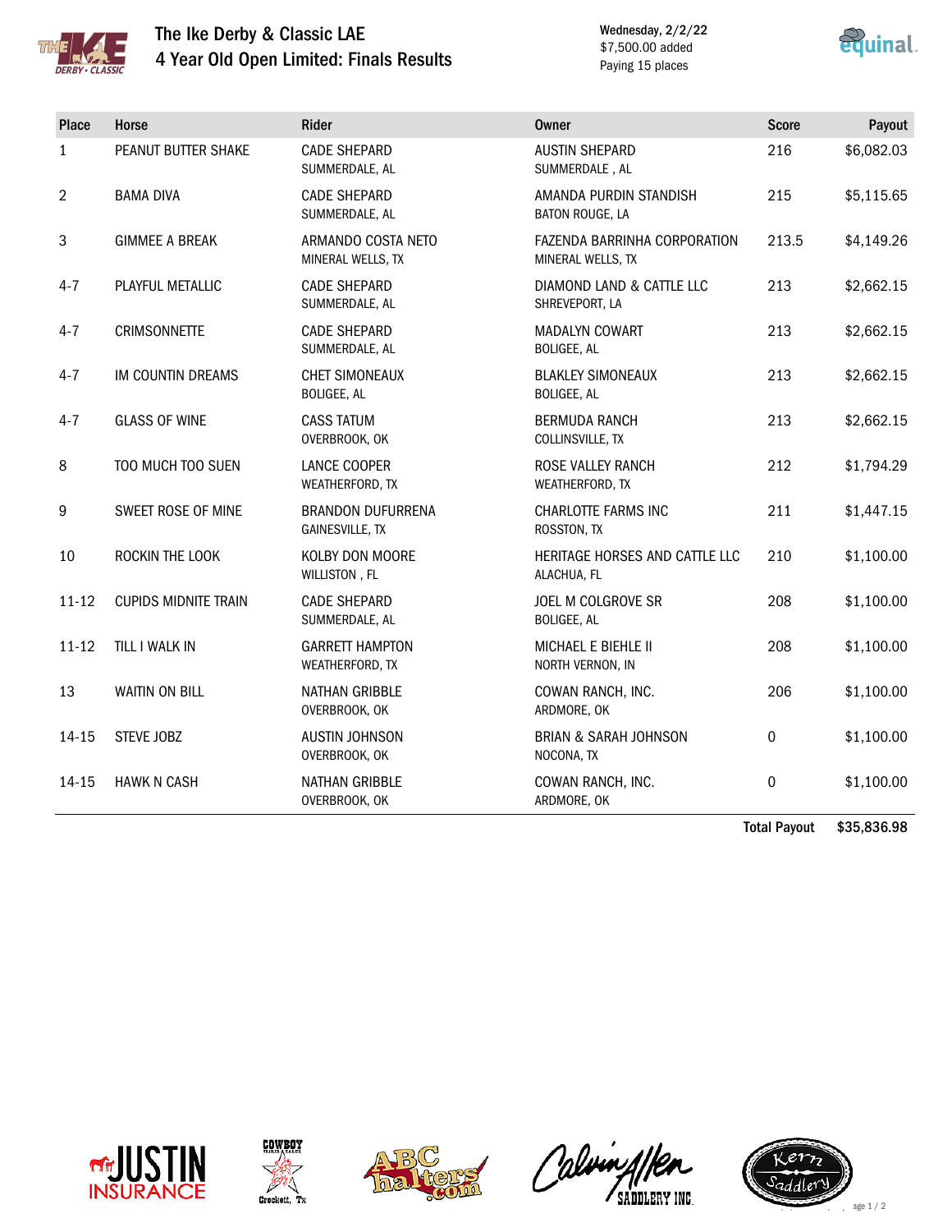# The Ike Derby & Classic LAE
## 4 Year Old Open Limited: Finals Results

Wednesday, 2/2/22
$7,500.00 added
Paying 15 places

| Place | Horse | Rider | Owner | Score | Payout |
|---|---|---|---|---|---|
| 1 | PEANUT BUTTER SHAKE | CADE SHEPARD<br>SUMMERDALE, AL | AUSTIN SHEPARD<br>SUMMERDALE , AL | 216 | $6,082.03 |
| 2 | BAMA DIVA | CADE SHEPARD<br>SUMMERDALE, AL | AMANDA PURDIN STANDISH<br>BATON ROUGE, LA | 215 | $5,115.65 |
| 3 | GIMMEE A BREAK | ARMANDO COSTA NETO<br>MINERAL WELLS, TX | FAZENDA BARRINHA CORPORATION<br>MINERAL WELLS, TX | 213.5 | $4,149.26 |
| 4-7 | PLAYFUL METALLIC | CADE SHEPARD<br>SUMMERDALE, AL | DIAMOND LAND & CATTLE LLC<br>SHREVEPORT, LA | 213 | $2,662.15 |
| 4-7 | CRIMSONNETTE | CADE SHEPARD<br>SUMMERDALE, AL | MADALYN COWART<br>BOLIGEE, AL | 213 | $2,662.15 |
| 4-7 | IM COUNTIN DREAMS | CHET SIMONEAUX<br>BOLIGEE, AL | BLAKLEY SIMONEAUX<br>BOLIGEE, AL | 213 | $2,662.15 |
| 4-7 | GLASS OF WINE | CASS TATUM<br>OVERBROOK, OK | BERMUDA RANCH<br>COLLINSVILLE, TX | 213 | $2,662.15 |
| 8 | TOO MUCH TOO SUEN | LANCE COOPER<br>WEATHERFORD, TX | ROSE VALLEY RANCH<br>WEATHERFORD, TX | 212 | $1,794.29 |
| 9 | SWEET ROSE OF MINE | BRANDON DUFURRENA<br>GAINESVILLE, TX | CHARLOTTE FARMS INC<br>ROSSTON, TX | 211 | $1,447.15 |
| 10 | ROCKIN THE LOOK | KOLBY DON MOORE<br>WILLISTON , FL | HERITAGE HORSES AND CATTLE LLC<br>ALACHUA, FL | 210 | $1,100.00 |
| 11-12 | CUPIDS MIDNITE TRAIN | CADE SHEPARD<br>SUMMERDALE, AL | JOEL M COLGROVE SR<br>BOLIGEE, AL | 208 | $1,100.00 |
| 11-12 | TILL I WALK IN | GARRETT HAMPTON<br>WEATHERFORD, TX | MICHAEL E BIEHLE II<br>NORTH VERNON, IN | 208 | $1,100.00 |
| 13 | WAITIN ON BILL | NATHAN GRIBBLE<br>OVERBROOK, OK | COWAN RANCH, INC.<br>ARDMORE, OK | 206 | $1,100.00 |
| 14-15 | STEVE JOBZ | AUSTIN JOHNSON<br>OVERBROOK, OK | BRIAN & SARAH JOHNSON<br>NOCONA, TX | 0 | $1,100.00 |
| 14-15 | HAWK N CASH | NATHAN GRIBBLE<br>OVERBROOK, OK | COWAN RANCH, INC.<br>ARDMORE, OK | 0 | $1,100.00 |
| | | | | **Total Payout** | **$35,836.98** |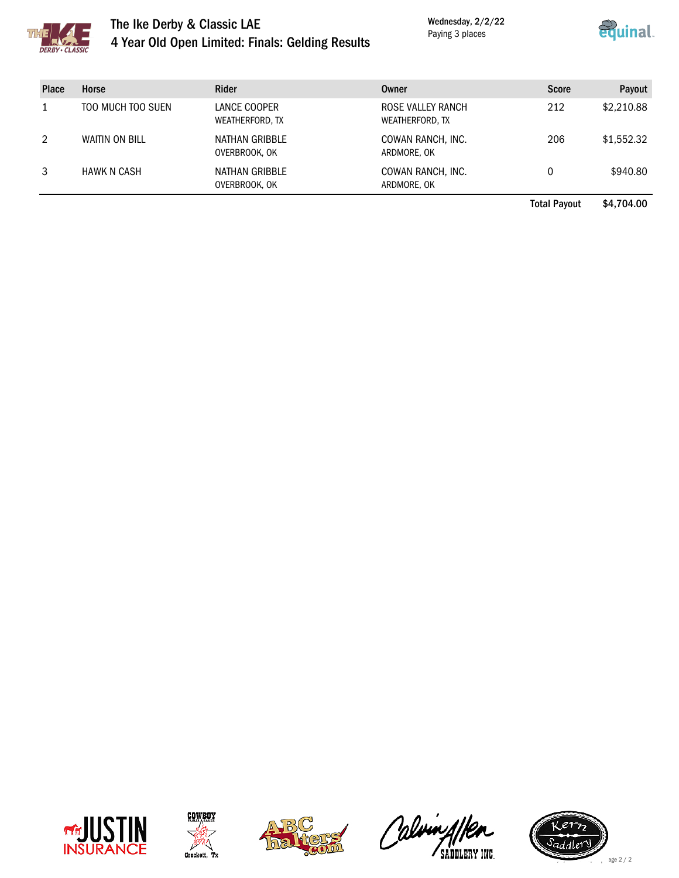# The Ike Derby & Classic LAE

## 4 Year Old Open Limited: Finals: Gelding Results

Wednesday, 2/2/22
Paying 3 places

| Place | Horse | Rider | Owner | Score | Payout |
|---|---|---|---|---|---|
| 1 | TOO MUCH TOO SUEN | LANCE COOPER<br>WEATHERFORD, TX | ROSE VALLEY RANCH<br>WEATHERFORD, TX | 212 | $2,210.88 |
| 2 | WAITIN ON BILL | NATHAN GRIBBLE<br>OVERBROOK, OK | COWAN RANCH, INC.<br>ARDMORE, OK | 206 | $1,552.32 |
| 3 | HAWK N CASH | NATHAN GRIBBLE<br>OVERBROOK, OK | COWAN RANCH, INC.<br>ARDMORE, OK | 0 | $940.80 |
| | | | | **Total Payout** | **$4,704.00** |